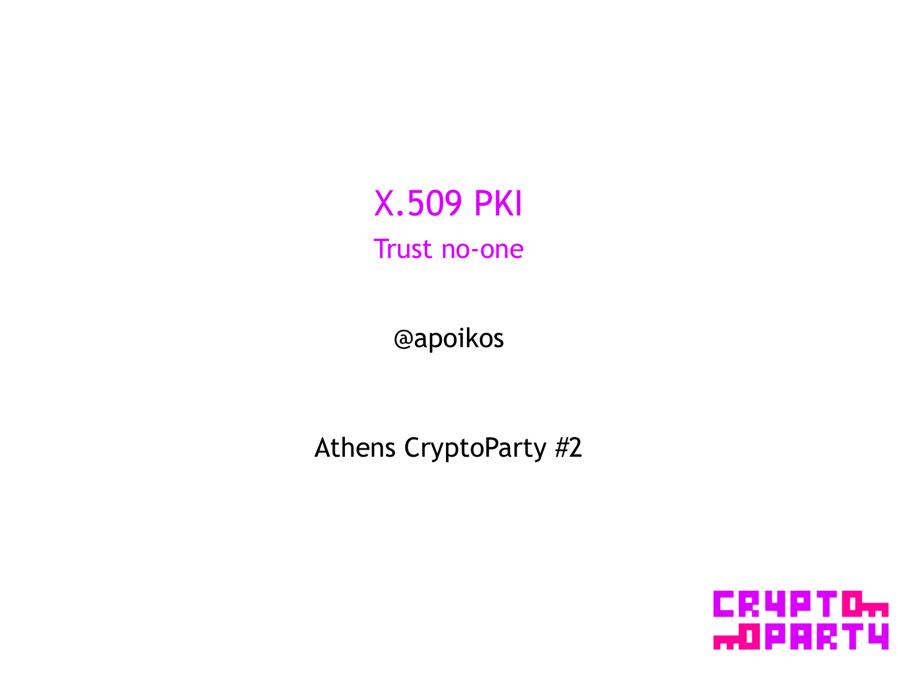# X.509 PKI

## Trust no-one

@apoikos

Athens CryptoParty #2

CRYPTO PARTY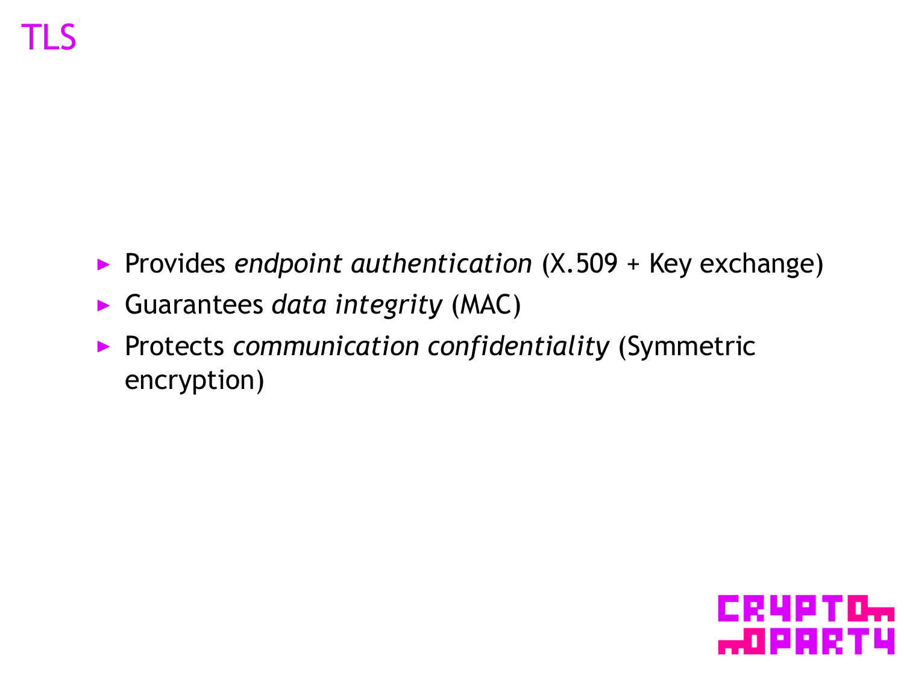# TLS

- Provides *endpoint authentication* (X.509 + Key exchange)
- Guarantees *data integrity* (MAC)
- Protects *communication confidentiality* (Symmetric encryption)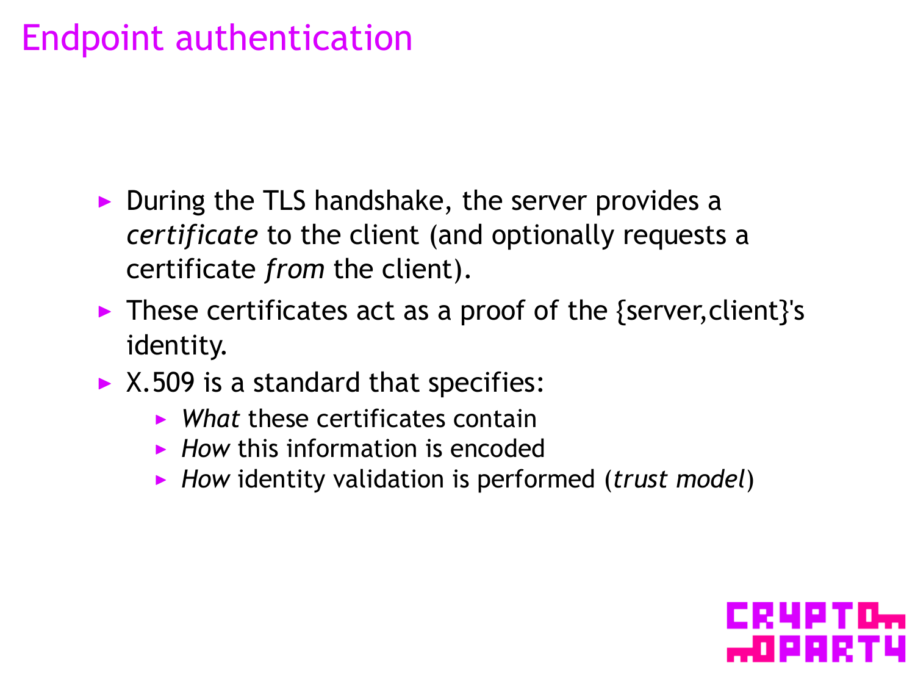# Endpoint authentication

- During the TLS handshake, the server provides a *certificate* to the client (and optionally requests a certificate *from* the client).
- These certificates act as a proof of the {server,client}'s identity.
- X.509 is a standard that specifies:
  - *What* these certificates contain
  - *How* this information is encoded
  - *How* identity validation is performed (*trust model*)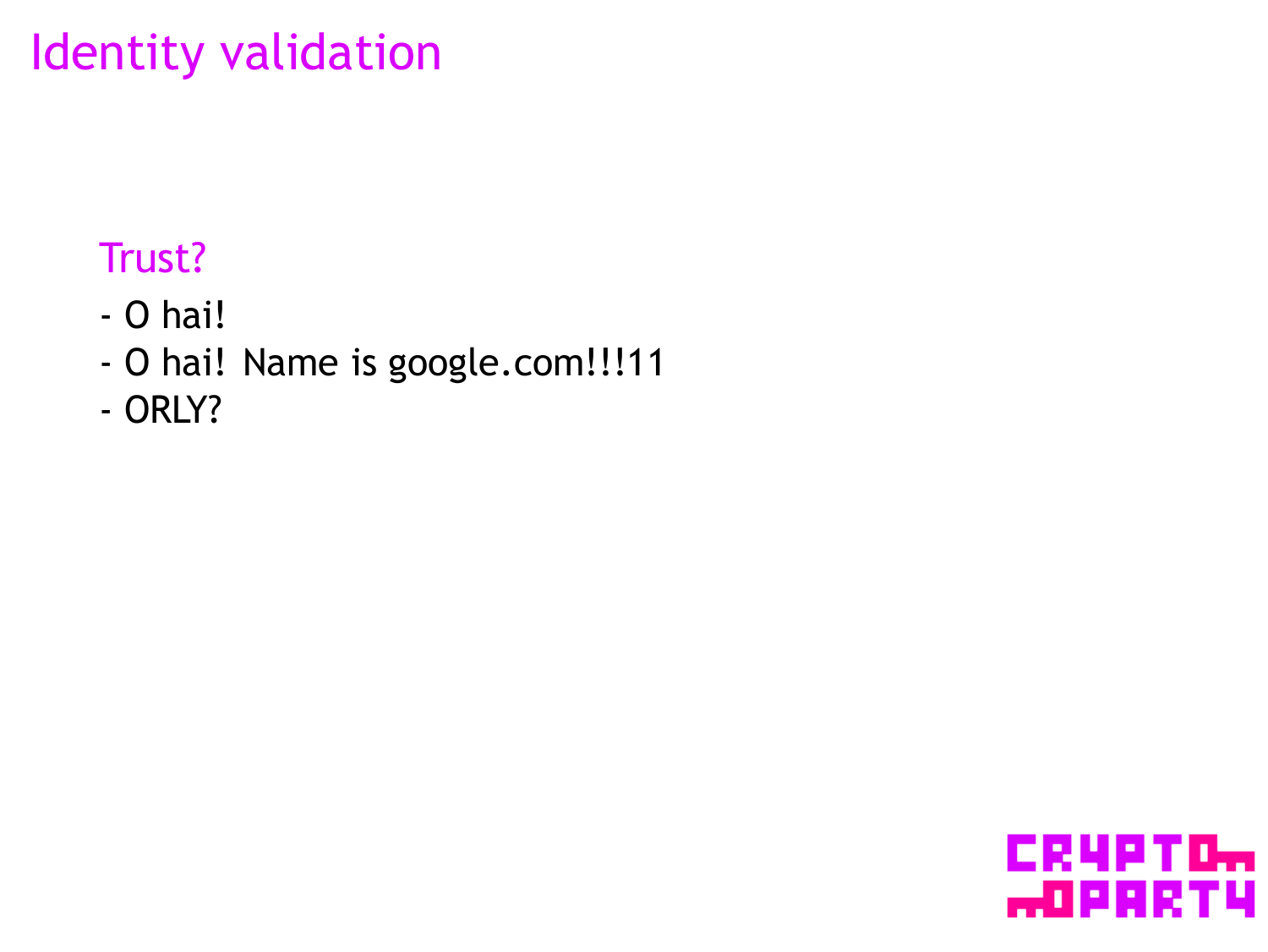# Identity validation

## Trust?

- O hai!
- O hai! Name is google.com!!!11
- ORLY?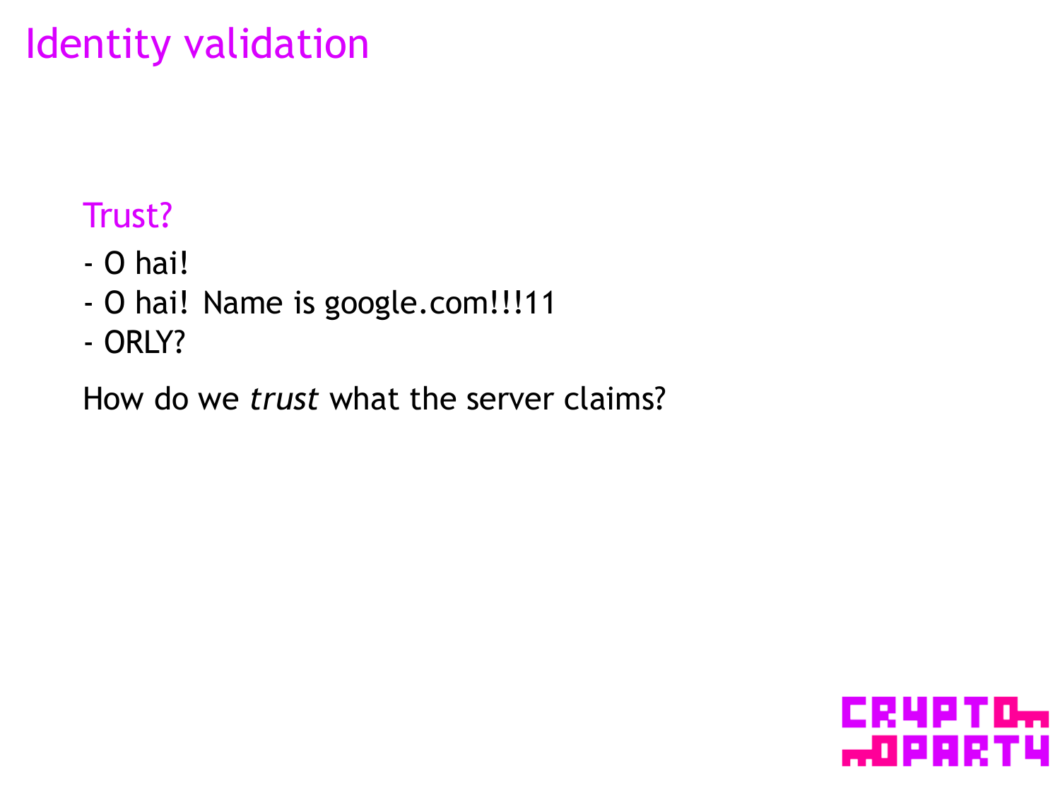# Identity validation

## Trust?

- O hai!
- O hai! Name is google.com!!!11
- ORLY?

How do we *trust* what the server claims?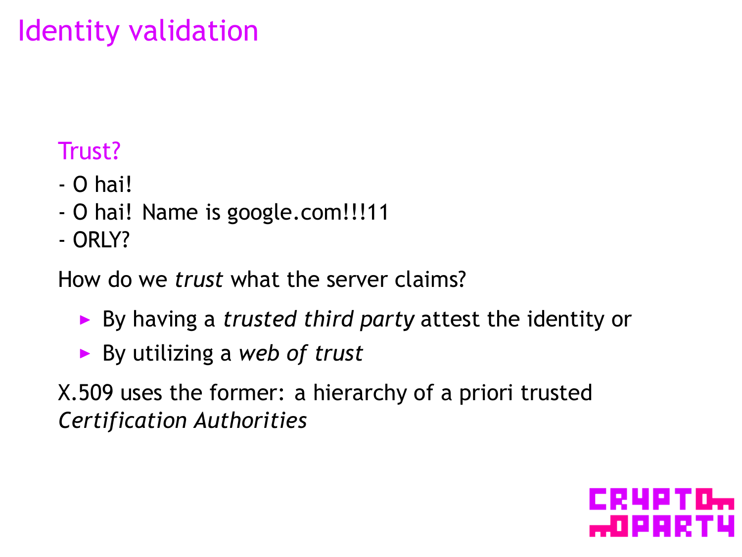# Identity validation

## Trust?

- O hai!
- O hai! Name is google.com!!!11
- ORLY?

How do we *trust* what the server claims?

- By having a *trusted third party* attest the identity or
- By utilizing a *web of trust*

X.509 uses the former: a hierarchy of a priori trusted *Certification Authorities*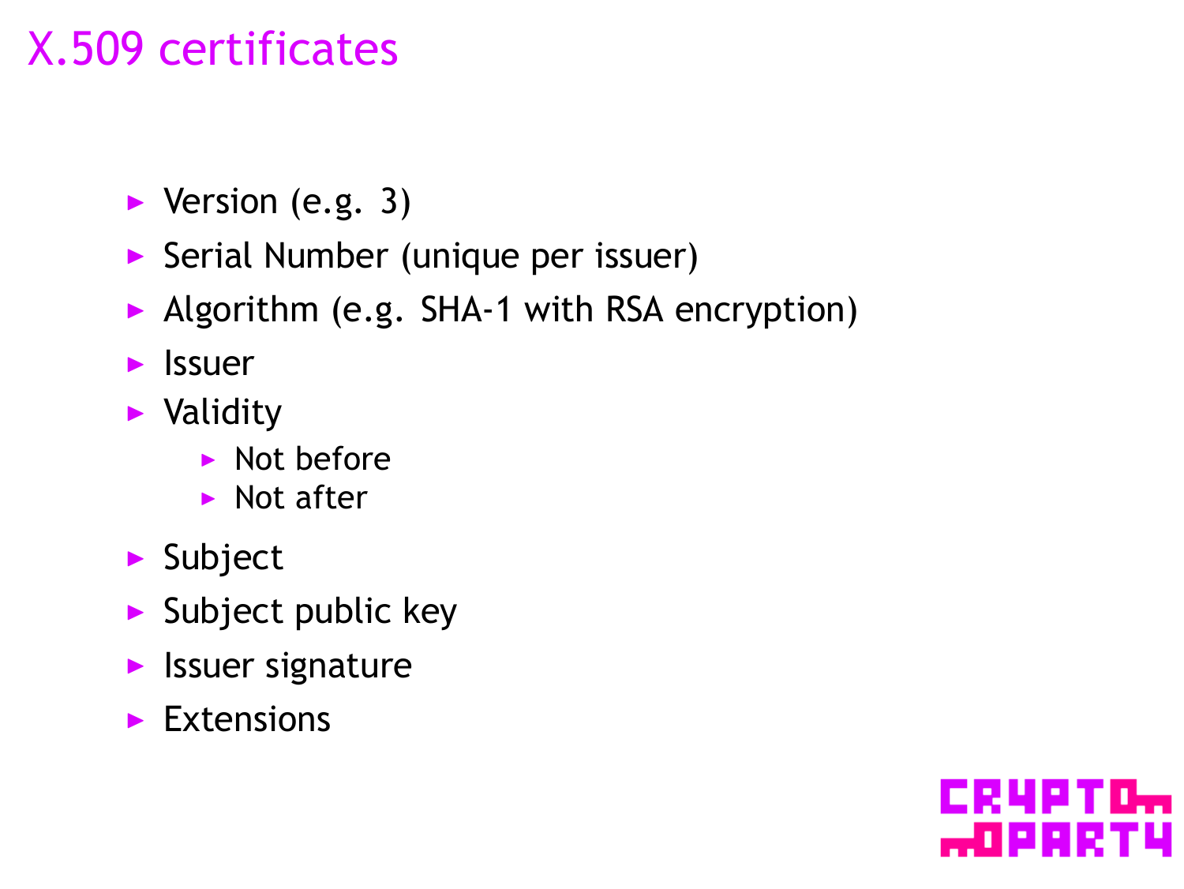# X.509 certificates

- Version (e.g. 3)
- Serial Number (unique per issuer)
- Algorithm (e.g. SHA-1 with RSA encryption)
- Issuer
- Validity
  - Not before
  - Not after
- Subject
- Subject public key
- Issuer signature
- Extensions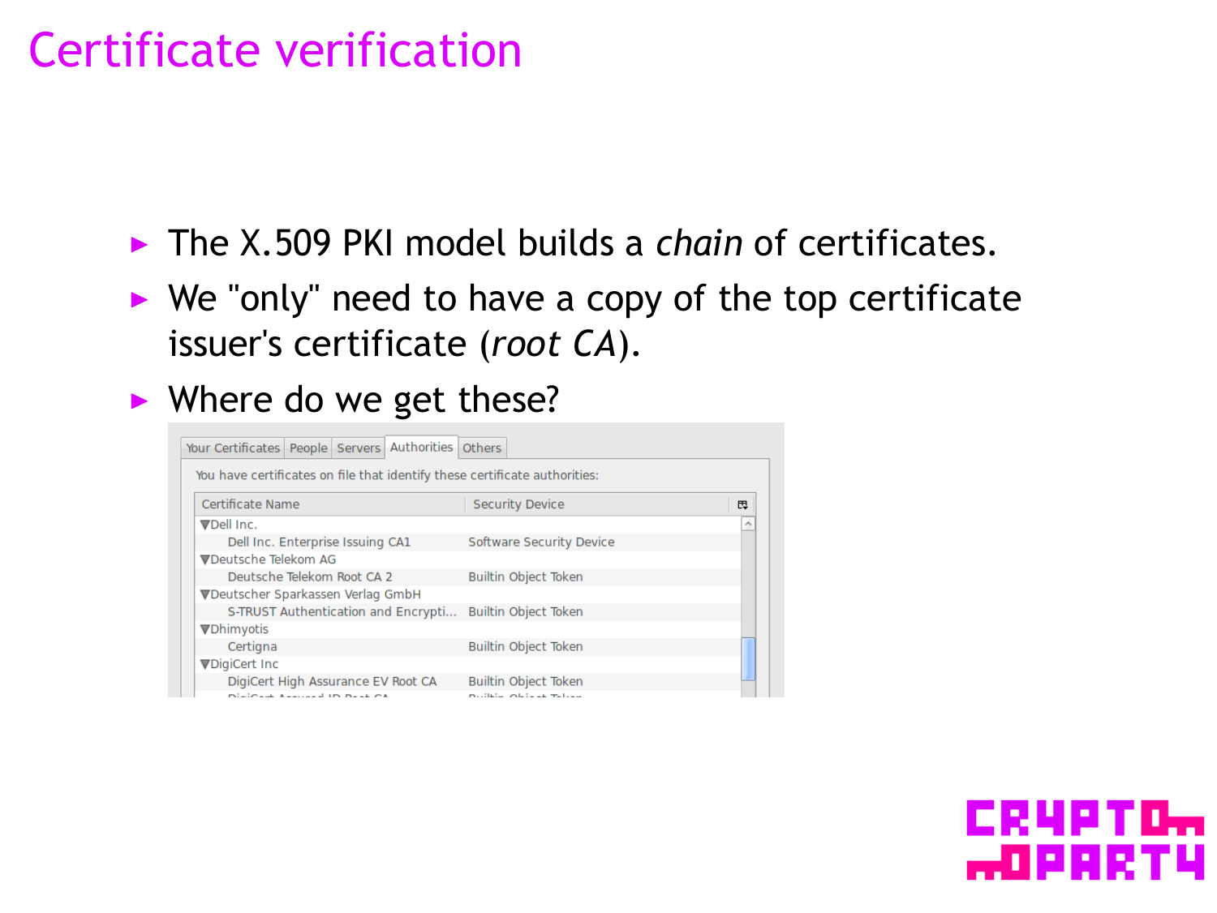# Certificate verification

- The X.509 PKI model builds a *chain* of certificates.
- We "only" need to have a copy of the top certificate issuer's certificate (*root CA*).
- Where do we get these?

Your Certificates | People | Servers | Authorities | Others

You have certificates on file that identify these certificate authorities:

| Certificate Name | Security Device |
| --- | --- |
| ▼Dell Inc. | |
| Dell Inc. Enterprise Issuing CA1 | Software Security Device |
| ▼Deutsche Telekom AG | |
| Deutsche Telekom Root CA 2 | Builtin Object Token |
| ▼Deutscher Sparkassen Verlag GmbH | |
| S-TRUST Authentication and Encrypti... | Builtin Object Token |
| ▼Dhimyotis | |
| Certigna | Builtin Object Token |
| ▼DigiCert Inc | |
| DigiCert High Assurance EV Root CA | Builtin Object Token |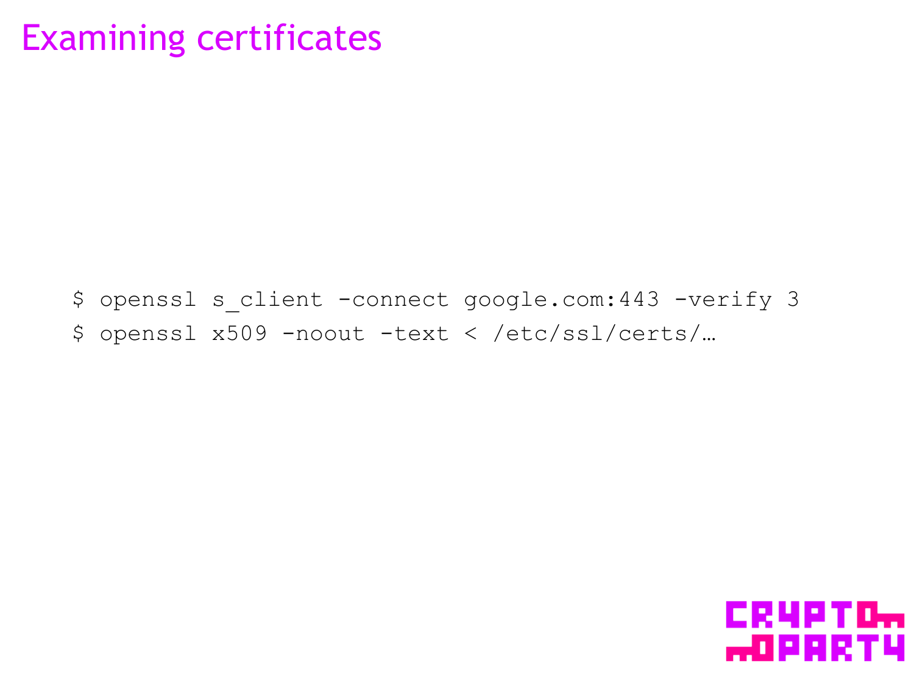# Examining certificates

```
$ openssl s_client -connect google.com:443 -verify 3
$ openssl x509 -noout -text < /etc/ssl/certs/…
```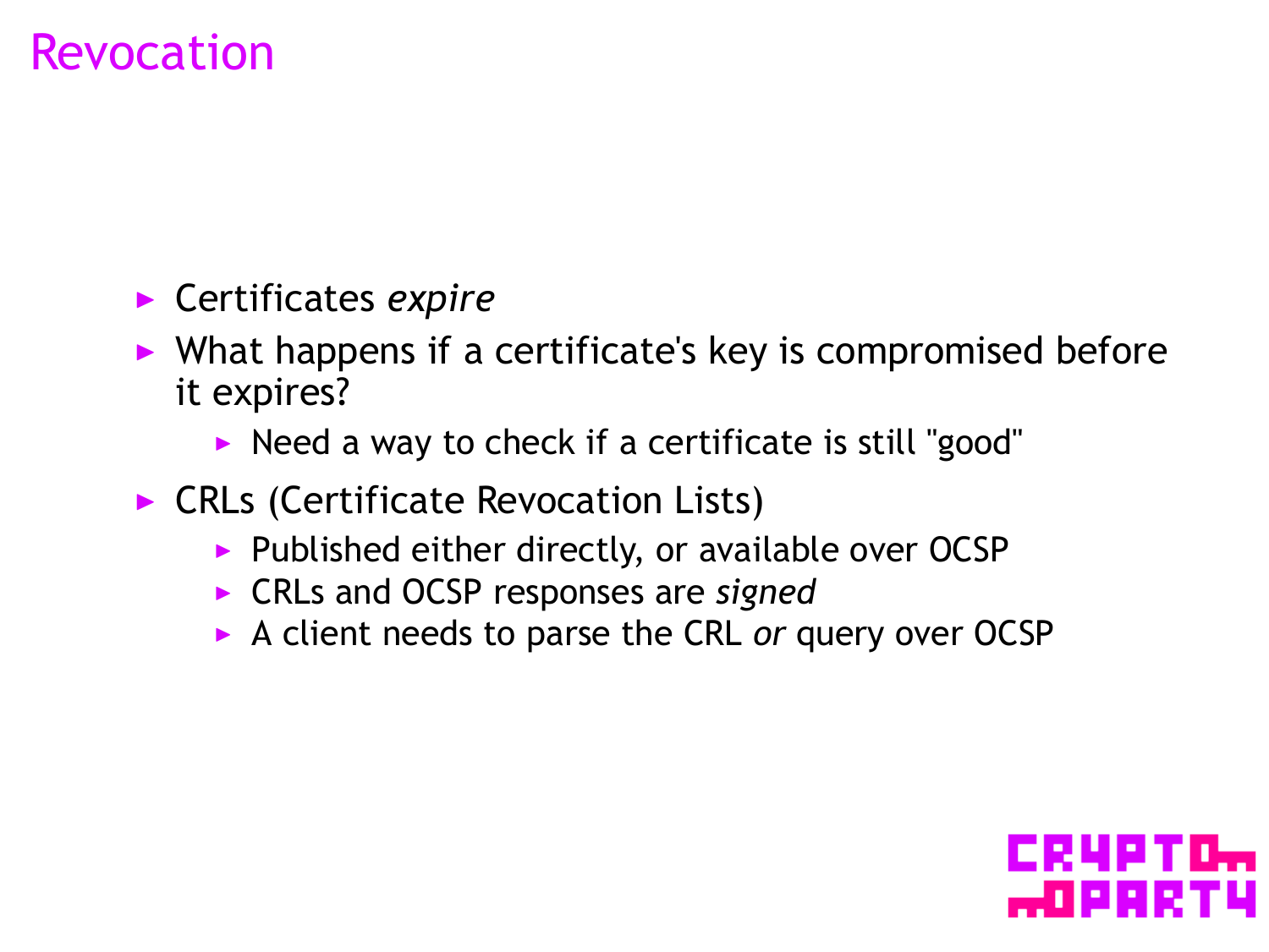# Revocation

- Certificates *expire*
- What happens if a certificate's key is compromised before it expires?
  - Need a way to check if a certificate is still "good"
- CRLs (Certificate Revocation Lists)
  - Published either directly, or available over OCSP
  - CRLs and OCSP responses are *signed*
  - A client needs to parse the CRL *or* query over OCSP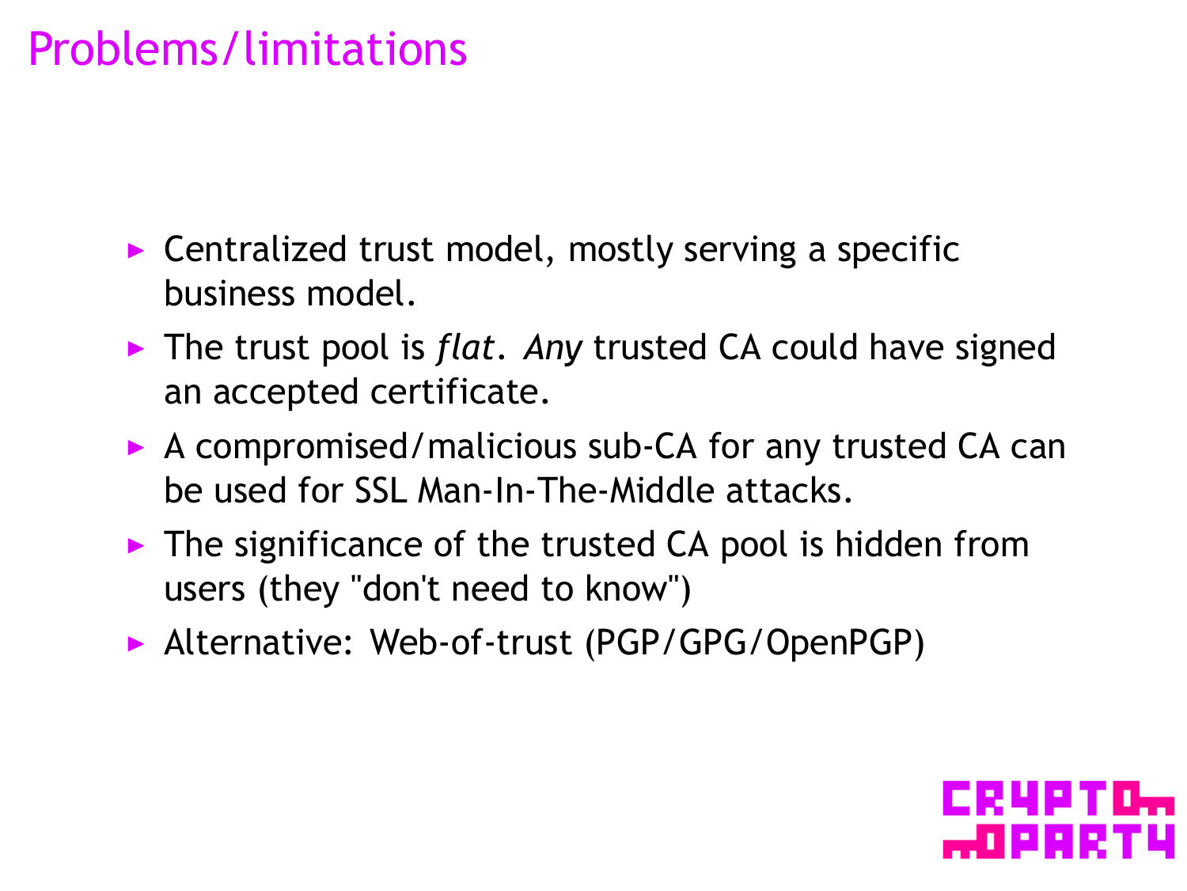# Problems/limitations

- Centralized trust model, mostly serving a specific business model.
- The trust pool is *flat*. *Any* trusted CA could have signed an accepted certificate.
- A compromised/malicious sub-CA for any trusted CA can be used for SSL Man-In-The-Middle attacks.
- The significance of the trusted CA pool is hidden from users (they "don't need to know")
- Alternative: Web-of-trust (PGP/GPG/OpenPGP)